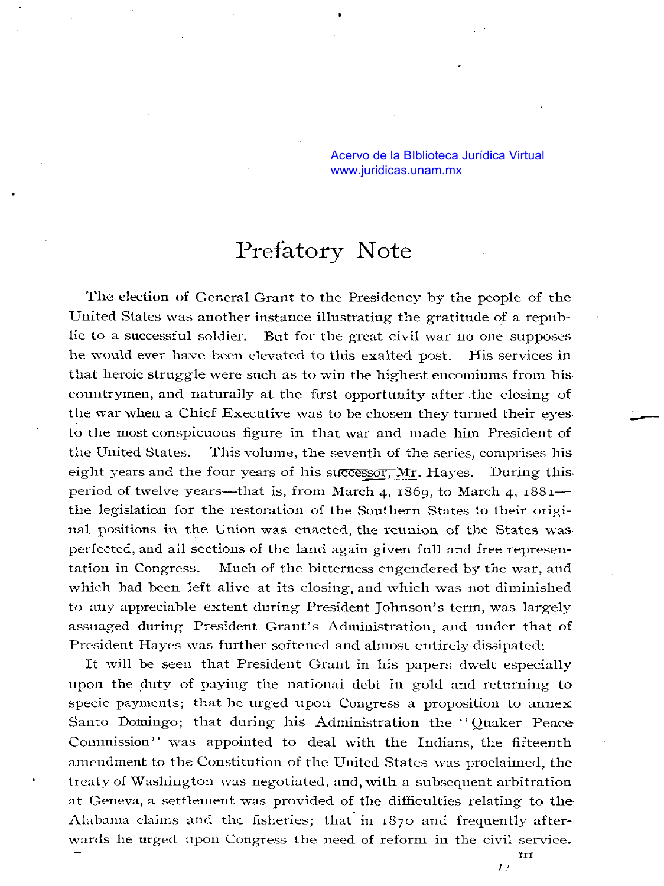# Prefatory Note

The election of General Grant to the Presidency by the people of the United States was another instance illustrating the gratitude of a republic to a successful soldier. But for the great civil war no one supposes he would ever have been elevated to this exalted post. His services in that heroic struggle were such as to win the highest encomiums from his countrymen, and naturally at the first opportunity after the closing of the war when a Chief Executive was to be chosen they turned their eyes to the most conspicuous figure in that war and made him President of the United States. This volume, the seventh of the series, comprises his eight years and the four years of his successor, Mr. Hayes. During this period of twelve years—that is, from March 4, 1869, to March 4, 1881—the legislation for the restoration of the Southern States to their original positions in the Union was enacted, the reunion of the States was perfected, and all sections of the land again given full and free representation in Congress. Much of the bitterness engendered by the war, and which had been left alive at its closing, and which was not diminished to any appreciable extent during President Johnson's term, was largely assuaged during President Grant's Administration, and under that of President Hayes was further softened and almost entirely dissipated.

It will be seen that President Grant in his papers dwelt especially upon the duty of paying the national debt in gold and returning to specie payments; that he urged upon Congress a proposition to annex Santo Domingo; that during his Administration the "Quaker Peace Commission" was appointed to deal with the Indians, the fifteenth amendment to the Constitution of the United States was proclaimed, the treaty of Washington was negotiated, and, with a subsequent arbitration at Geneva, a settlement was provided of the difficulties relating to the Alabama claims and the fisheries; that in 1870 and frequently afterwards he urged upon Congress the need of reform in the civil service.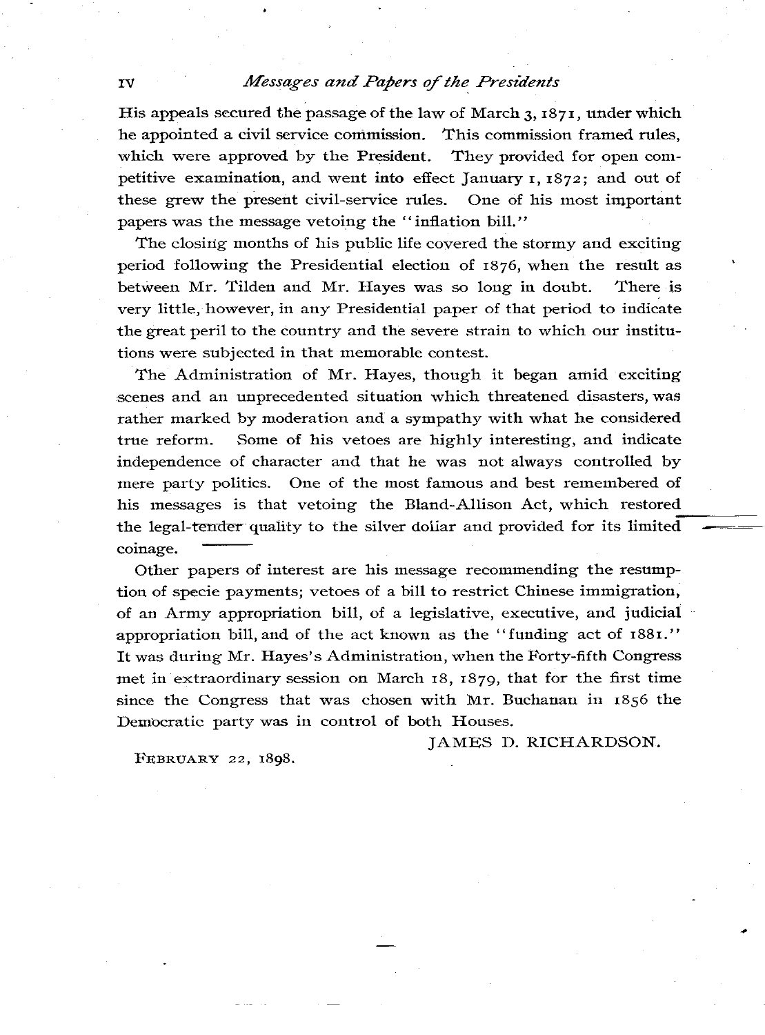His appeals secured the passage of the law of March 3, 1871, under which he appointed a civil service commission. This commission framed rules, which were approved by the President. They provided for open competitive examination, and went into effect January 1, 1872; and out of these grew the present civil-service rules. One of his most important papers was the message vetoing the "inflation bill."

The closing months of his public life covered the stormy and exciting period following the Presidential election of 1876, when the result as between Mr. Tilden and Mr. Hayes was so long in doubt. There is very little, however, in any Presidential paper of that period to indicate the great peril to the country and the severe strain to which our institutions were subjected in that memorable contest.

The Administration of Mr. Hayes, though it began amid exciting scenes and an unprecedented situation which threatened disasters, was rather marked by moderation and a sympathy with what he considered true reform. Some of his vetoes are highly interesting, and indicate independence of character and that he was not always controlled by mere party politics. One of the most famous and best remembered of his messages is that vetoing the Bland-Allison Act, which restored the legal-tender quality to the silver dollar and provided for its limited coinage.

Other papers of interest are his message recommending the resumption of specie payments; vetoes of a bill to restrict Chinese immigration, of an Army appropriation bill, of a legislative, executive, and judicial appropriation bill, and of the act known as the "funding act of 1881." It was during Mr. Hayes's Administration, when the Forty-fifth Congress met in extraordinary session on March 18, 1879, that for the first time since the Congress that was chosen with Mr. Buchanan in 1856 the Democratic party was in control of both Houses.

JAMES D. RICHARDSON.

FEBRUARY 22, 1898.